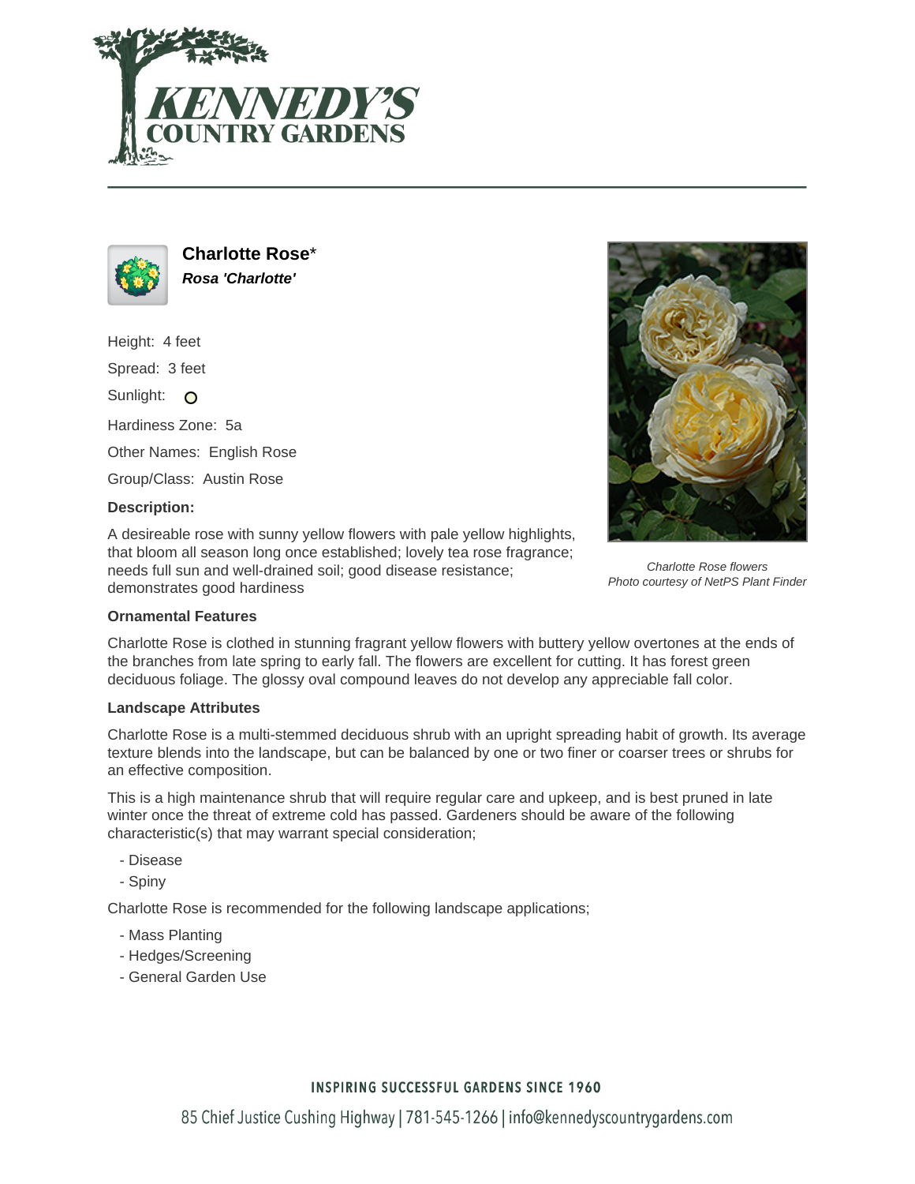# Charlotte Rose*

***Rosa 'Charlotte'***

Height: 4 feet

Spread: 3 feet

Sunlight:

Hardiness Zone: 5a

Other Names: English Rose

Group/Class: Austin Rose

**Description:**

A desireable rose with sunny yellow flowers with pale yellow highlights, that bloom all season long once established; lovely tea rose fragrance; needs full sun and well-drained soil; good disease resistance; demonstrates good hardiness

*Charlotte Rose flowers*
*Photo courtesy of NetPS Plant Finder*

### Ornamental Features

Charlotte Rose is clothed in stunning fragrant yellow flowers with buttery yellow overtones at the ends of the branches from late spring to early fall. The flowers are excellent for cutting. It has forest green deciduous foliage. The glossy oval compound leaves do not develop any appreciable fall color.

### Landscape Attributes

Charlotte Rose is a multi-stemmed deciduous shrub with an upright spreading habit of growth. Its average texture blends into the landscape, but can be balanced by one or two finer or coarser trees or shrubs for an effective composition.

This is a high maintenance shrub that will require regular care and upkeep, and is best pruned in late winter once the threat of extreme cold has passed. Gardeners should be aware of the following characteristic(s) that may warrant special consideration;

- Disease
- Spiny

Charlotte Rose is recommended for the following landscape applications;

- Mass Planting
- Hedges/Screening
- General Garden Use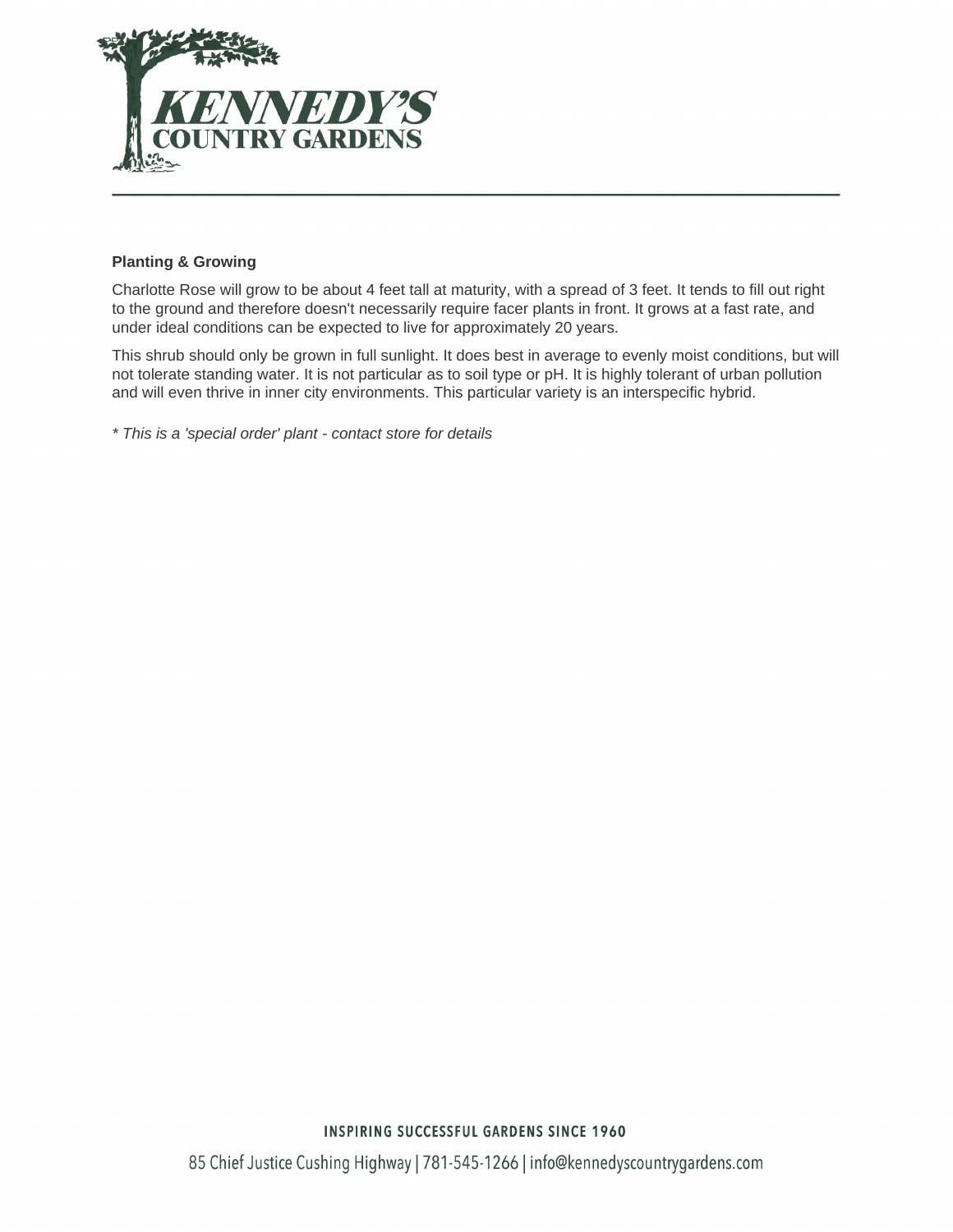**Planting & Growing**

Charlotte Rose will grow to be about 4 feet tall at maturity, with a spread of 3 feet. It tends to fill out right to the ground and therefore doesn't necessarily require facer plants in front. It grows at a fast rate, and under ideal conditions can be expected to live for approximately 20 years.

This shrub should only be grown in full sunlight. It does best in average to evenly moist conditions, but will not tolerate standing water. It is not particular as to soil type or pH. It is highly tolerant of urban pollution and will even thrive in inner city environments. This particular variety is an interspecific hybrid.

*\* This is a 'special order' plant - contact store for details*